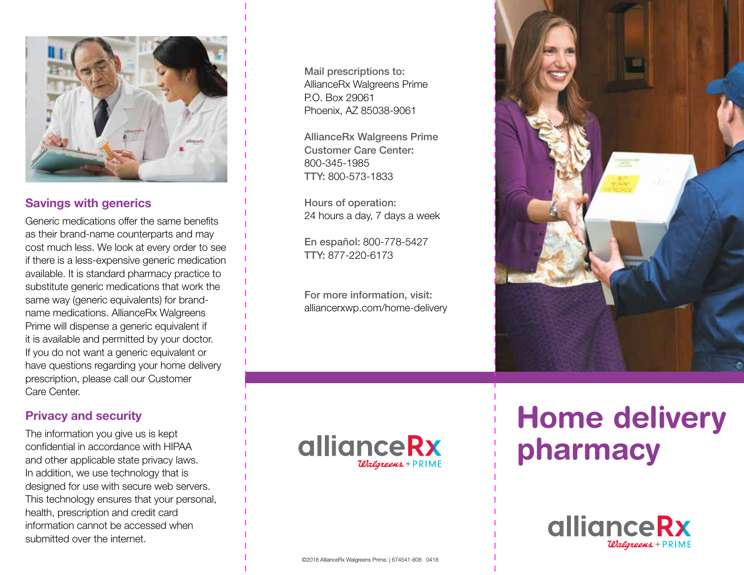## Savings with generics

Generic medications offer the same benefits as their brand-name counterparts and may cost much less. We look at every order to see if there is a less-expensive generic medication available. It is standard pharmacy practice to substitute generic medications that work the same way (generic equivalents) for brand-name medications. AllianceRx Walgreens Prime will dispense a generic equivalent if it is available and permitted by your doctor. If you do not want a generic equivalent or have questions regarding your home delivery prescription, please call our Customer Care Center.

## Privacy and security

The information you give us is kept confidential in accordance with HIPAA and other applicable state privacy laws. In addition, we use technology that is designed for use with secure web servers. This technology ensures that your personal, health, prescription and credit card information cannot be accessed when submitted over the internet.

**Mail prescriptions to:**
AllianceRx Walgreens Prime
P.O. Box 29061
Phoenix, AZ 85038-9061

**AllianceRx Walgreens Prime Customer Care Center:**
800-345-1985
**TTY:** 800-573-1833

**Hours of operation:**
24 hours a day, 7 days a week

**En español:** 800-778-5427
**TTY:** 877-220-6173

**For more information, visit:**
alliancerxwp.com/home-delivery

allianceRx Walgreens + PRIME

©2018 AllianceRx Walgreens Prime. | 674541-808 0418

# Home delivery pharmacy

allianceRx Walgreens + PRIME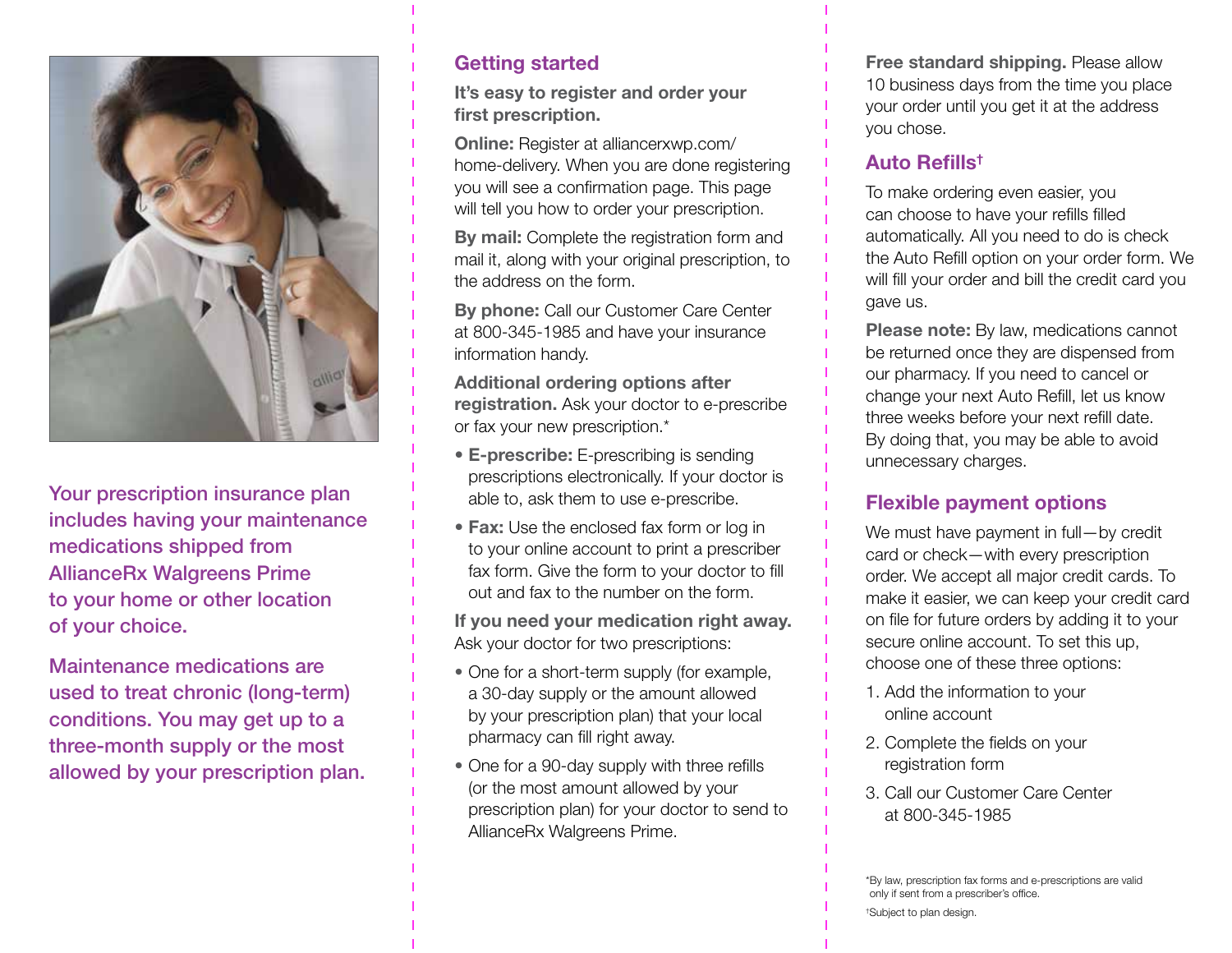Your prescription insurance plan includes having your maintenance medications shipped from AllianceRx Walgreens Prime to your home or other location of your choice.

Maintenance medications are used to treat chronic (long-term) conditions. You may get up to a three-month supply or the most allowed by your prescription plan.

## Getting started

**It's easy to register and order your first prescription.**

**Online:** Register at alliancerxwp.com/home-delivery. When you are done registering you will see a confirmation page. This page will tell you how to order your prescription.

**By mail:** Complete the registration form and mail it, along with your original prescription, to the address on the form.

**By phone:** Call our Customer Care Center at 800-345-1985 and have your insurance information handy.

**Additional ordering options after registration.** Ask your doctor to e-prescribe or fax your new prescription.*

- **E-prescribe:** E-prescribing is sending prescriptions electronically. If your doctor is able to, ask them to use e-prescribe.
- **Fax:** Use the enclosed fax form or log in to your online account to print a prescriber fax form. Give the form to your doctor to fill out and fax to the number on the form.

**If you need your medication right away.** Ask your doctor for two prescriptions:

- One for a short-term supply (for example, a 30-day supply or the amount allowed by your prescription plan) that your local pharmacy can fill right away.
- One for a 90-day supply with three refills (or the most amount allowed by your prescription plan) for your doctor to send to AllianceRx Walgreens Prime.

**Free standard shipping.** Please allow 10 business days from the time you place your order until you get it at the address you chose.

## Auto Refills†

To make ordering even easier, you can choose to have your refills filled automatically. All you need to do is check the Auto Refill option on your order form. We will fill your order and bill the credit card you gave us.

**Please note:** By law, medications cannot be returned once they are dispensed from our pharmacy. If you need to cancel or change your next Auto Refill, let us know three weeks before your next refill date. By doing that, you may be able to avoid unnecessary charges.

## Flexible payment options

We must have payment in full—by credit card or check—with every prescription order. We accept all major credit cards. To make it easier, we can keep your credit card on file for future orders by adding it to your secure online account. To set this up, choose one of these three options:

1. Add the information to your online account
2. Complete the fields on your registration form
3. Call our Customer Care Center at 800-345-1985

*By law, prescription fax forms and e-prescriptions are valid only if sent from a prescriber's office.

†Subject to plan design.